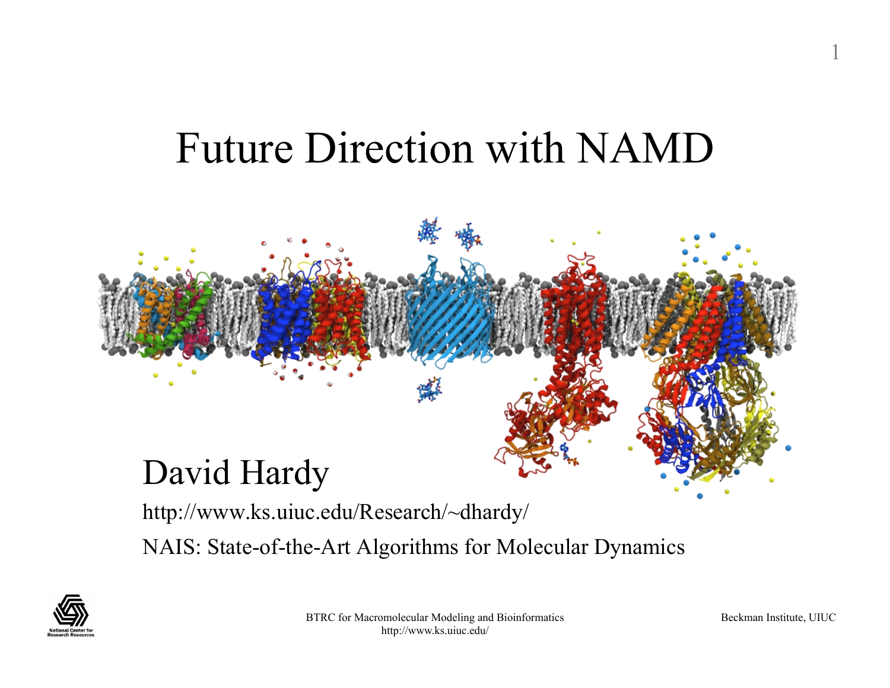# Future Direction with NAMD

David Hardy

http://www.ks.uiuc.edu/Research/~dhardy/

NAIS: State-of-the-Art Algorithms for Molecular Dynamics

National Center for Research Resources

BTRC for Macromolecular Modeling and Bioinformatics
http://www.ks.uiuc.edu/

Beckman Institute, UIUC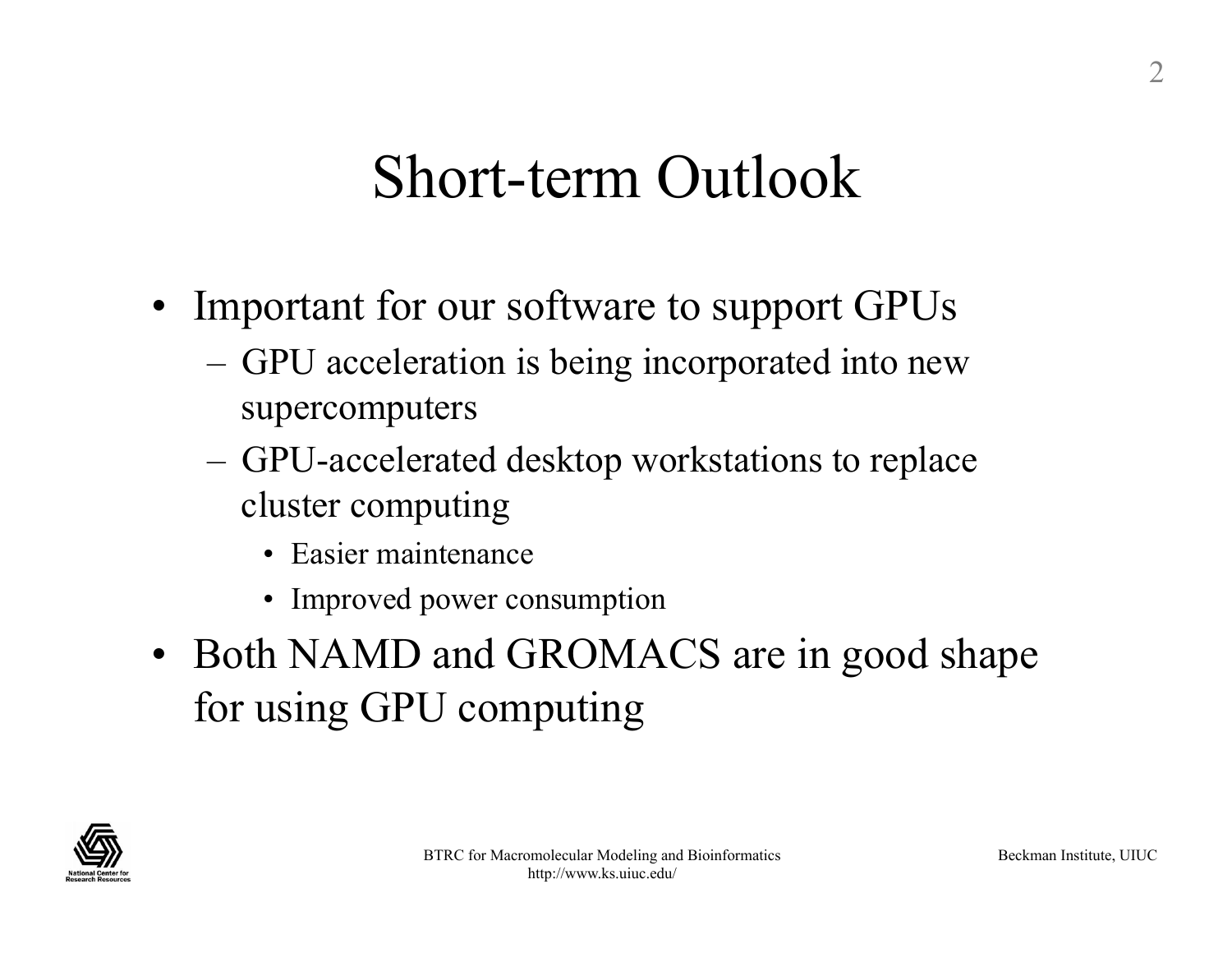# Short-term Outlook

- Important for our software to support GPUs
  - GPU acceleration is being incorporated into new supercomputers
  - GPU-accelerated desktop workstations to replace cluster computing
    - Easier maintenance
    - Improved power consumption
- Both NAMD and GROMACS are in good shape for using GPU computing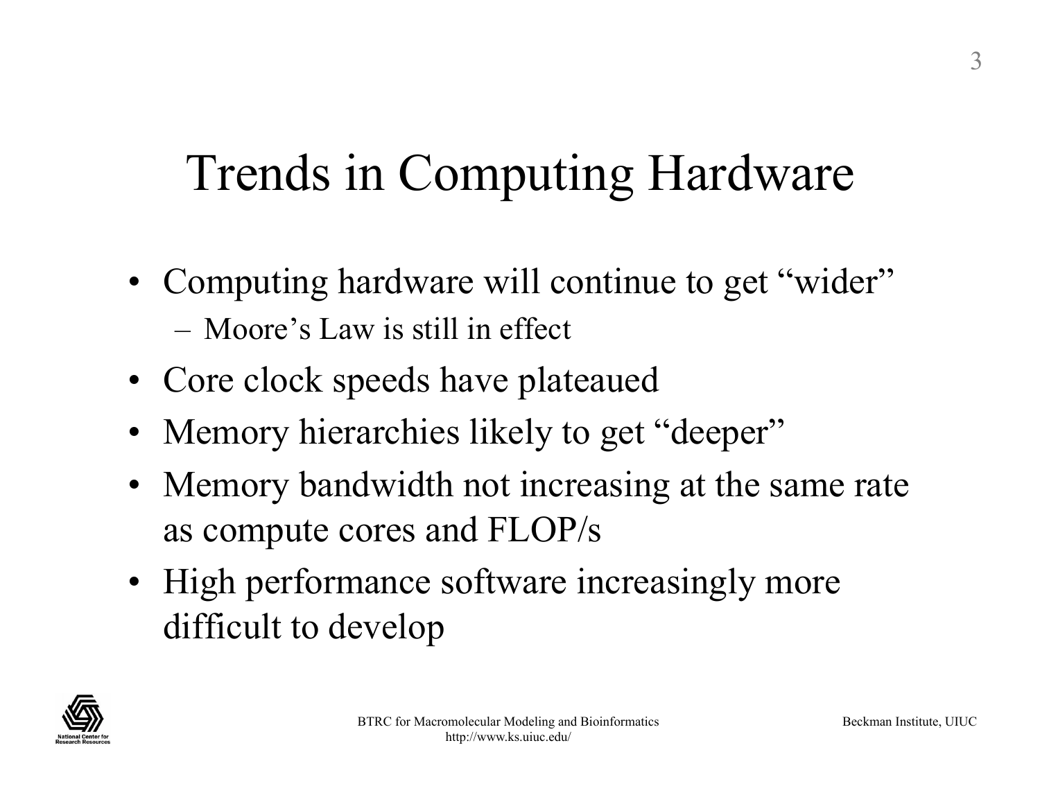# Trends in Computing Hardware

- Computing hardware will continue to get "wider"
  - Moore's Law is still in effect
- Core clock speeds have plateaued
- Memory hierarchies likely to get "deeper"
- Memory bandwidth not increasing at the same rate as compute cores and FLOP/s
- High performance software increasingly more difficult to develop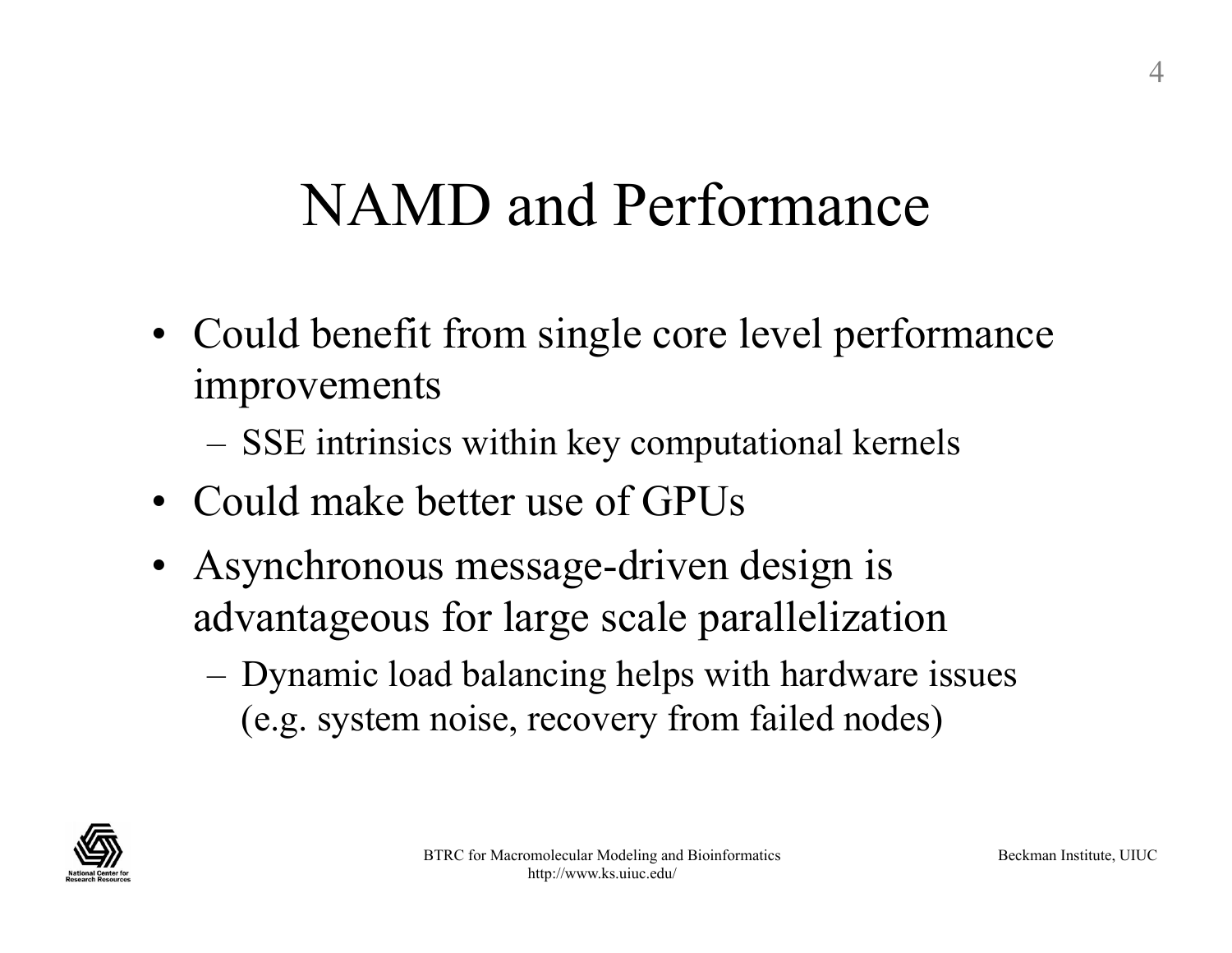# NAMD and Performance

- Could benefit from single core level performance improvements
  - SSE intrinsics within key computational kernels
- Could make better use of GPUs
- Asynchronous message-driven design is advantageous for large scale parallelization
  - Dynamic load balancing helps with hardware issues (e.g. system noise, recovery from failed nodes)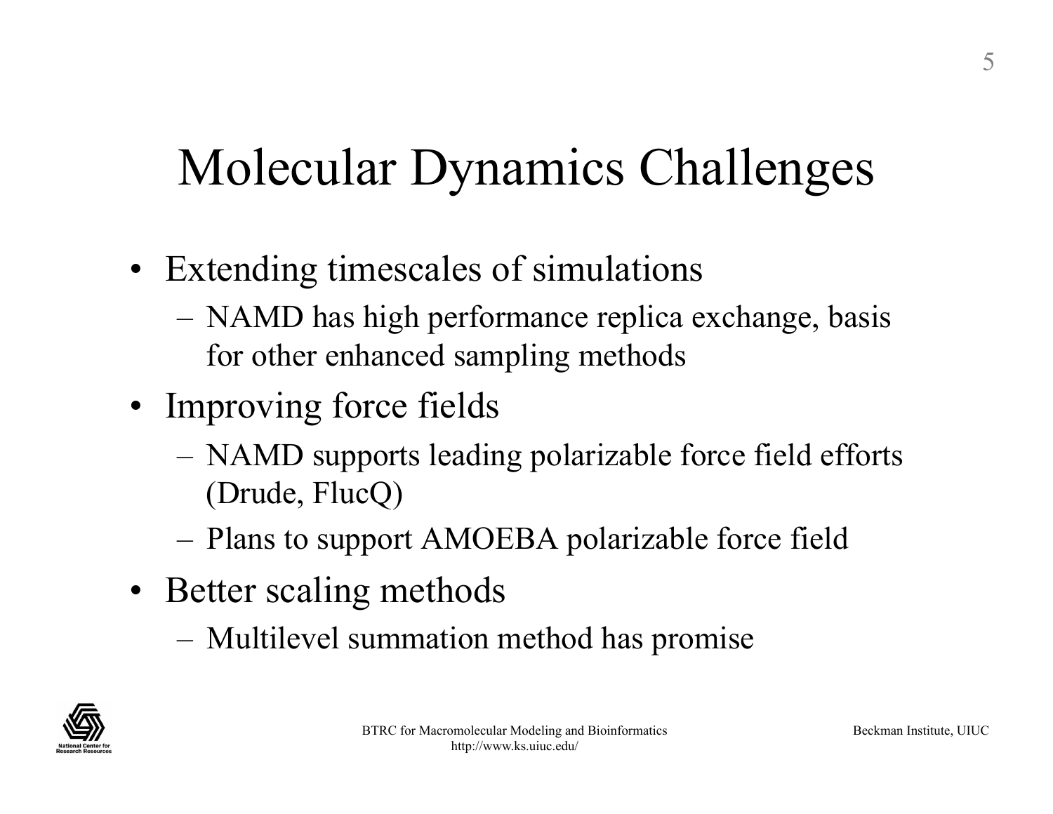# Molecular Dynamics Challenges

- Extending timescales of simulations
  - NAMD has high performance replica exchange, basis for other enhanced sampling methods
- Improving force fields
  - NAMD supports leading polarizable force field efforts (Drude, FlucQ)
  - Plans to support AMOEBA polarizable force field
- Better scaling methods
  - Multilevel summation method has promise